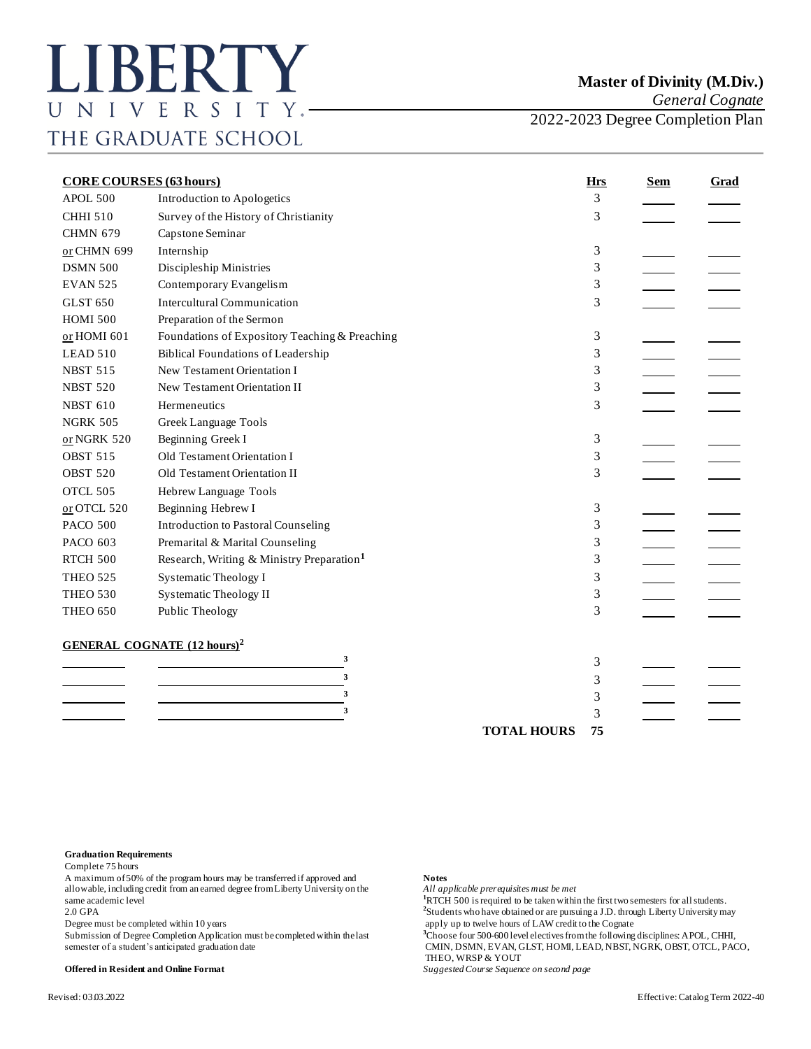# LIBERTY UNIVERSITY
THE GRADUATE SCHOOL

**Master of Divinity (M.Div.)**
*General Cognate*
2022-2023 Degree Completion Plan

| **CORE COURSES (63 hours)** | | **Hrs** | **Sem** | **Grad** |
|---|---|---|---|---|
| APOL 500 | Introduction to Apologetics | 3 | | |
| CHHI 510 | Survey of the History of Christianity | 3 | | |
| CHMN 679 | Capstone Seminar | | | |
| or CHMN 699 | Internship | 3 | | |
| DSMN 500 | Discipleship Ministries | 3 | | |
| EVAN 525 | Contemporary Evangelism | 3 | | |
| GLST 650 | Intercultural Communication | 3 | | |
| HOMI 500 | Preparation of the Sermon | | | |
| or HOMI 601 | Foundations of Expository Teaching & Preaching | 3 | | |
| LEAD 510 | Biblical Foundations of Leadership | 3 | | |
| NBST 515 | New Testament Orientation I | 3 | | |
| NBST 520 | New Testament Orientation II | 3 | | |
| NBST 610 | Hermeneutics | 3 | | |
| NGRK 505 | Greek Language Tools | | | |
| or NGRK 520 | Beginning Greek I | 3 | | |
| OBST 515 | Old Testament Orientation I | 3 | | |
| OBST 520 | Old Testament Orientation II | 3 | | |
| OTCL 505 | Hebrew Language Tools | | | |
| or OTCL 520 | Beginning Hebrew I | 3 | | |
| PACO 500 | Introduction to Pastoral Counseling | 3 | | |
| PACO 603 | Premarital & Marital Counseling | 3 | | |
| RTCH 500 | Research, Writing & Ministry Preparation[1] | 3 | | |
| THEO 525 | Systematic Theology I | 3 | | |
| THEO 530 | Systematic Theology II | 3 | | |
| THEO 650 | Public Theology | 3 | | |

| **GENERAL COGNATE (12 hours)[2]** | | **Hrs** | **Sem** | **Grad** |
|---|---|---|---|---|
| ______ | ______[3] | 3 | | |
| ______ | ______[3] | 3 | | |
| ______ | ______[3] | 3 | | |
| ______ | ______[3] | 3 | | |
| | **TOTAL HOURS** | **75** | | |

**Graduation Requirements**
Complete 75 hours
A maximum of 50% of the program hours may be transferred if approved and allowable, including credit from an earned degree from Liberty University on the same academic level
2.0 GPA
Degree must be completed within 10 years
Submission of Degree Completion Application must be completed within the last semester of a student's anticipated graduation date

**Offered in Resident and Online Format**

**Notes**
*All applicable prerequisites must be met*
[1]RTCH 500 is required to be taken within the first two semesters for all students.
[2]Students who have obtained or are pursuing a J.D. through Liberty University may apply up to twelve hours of LAW credit to the Cognate
[3]Choose four 500-600 level electives from the following disciplines: APOL, CHHI, CMIN, DSMN, EVAN, GLST, HOMI, LEAD, NBST, NGRK, OBST, OTCL, PACO, THEO, WRSP & YOUT
*Suggested Course Sequence on second page*

Revised: 03.03.2022

Effective: Catalog Term 2022-40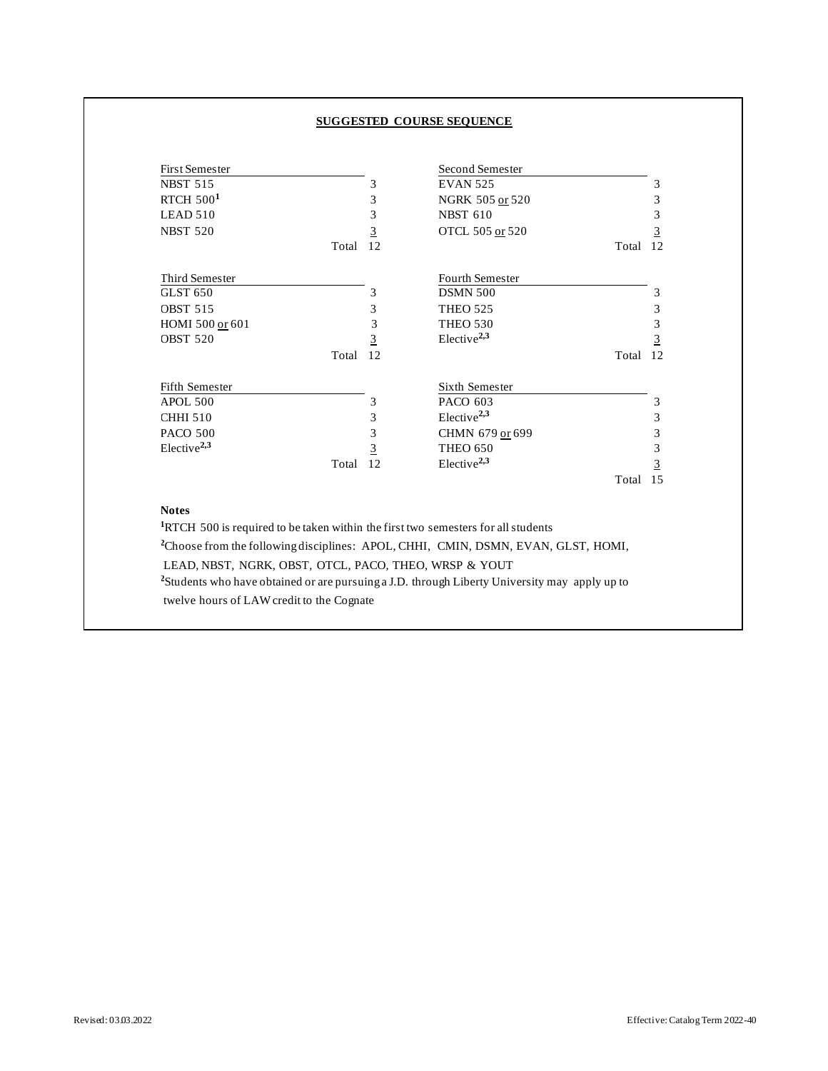## SUGGESTED COURSE SEQUENCE

| First Semester | | Second Semester | |
|---|---|---|---|
| NBST 515 | 3 | EVAN 525 | 3 |
| RTCH 500[1] | 3 | NGRK 505 or 520 | 3 |
| LEAD 510 | 3 | NBST 610 | 3 |
| NBST 520 | 3 | OTCL 505 or 520 | 3 |
| Total | 12 | Total | 12 |

| Third Semester | | Fourth Semester | |
|---|---|---|---|
| GLST 650 | 3 | DSMN 500 | 3 |
| OBST 515 | 3 | THEO 525 | 3 |
| HOMI 500 or 601 | 3 | THEO 530 | 3 |
| OBST 520 | 3 | Elective[2,3] | 3 |
| Total | 12 | Total | 12 |

| Fifth Semester | | Sixth Semester | |
|---|---|---|---|
| APOL 500 | 3 | PACO 603 | 3 |
| CHHI 510 | 3 | Elective[2,3] | 3 |
| PACO 500 | 3 | CHMN 679 or 699 | 3 |
| Elective[2,3] | 3 | THEO 650 | 3 |
| Total | 12 | Elective[2,3] | 3 |
| | | Total | 15 |

**Notes**

[1]RTCH 500 is required to be taken within the first two semesters for all students

[2]Choose from the following disciplines: APOL, CHHI, CMIN, DSMN, EVAN, GLST, HOMI, LEAD, NBST, NGRK, OBST, OTCL, PACO, THEO, WRSP & YOUT

[2]Students who have obtained or are pursuing a J.D. through Liberty University may apply up to twelve hours of LAW credit to the Cognate

Revised: 03.03.2022

Effective: Catalog Term 2022-40